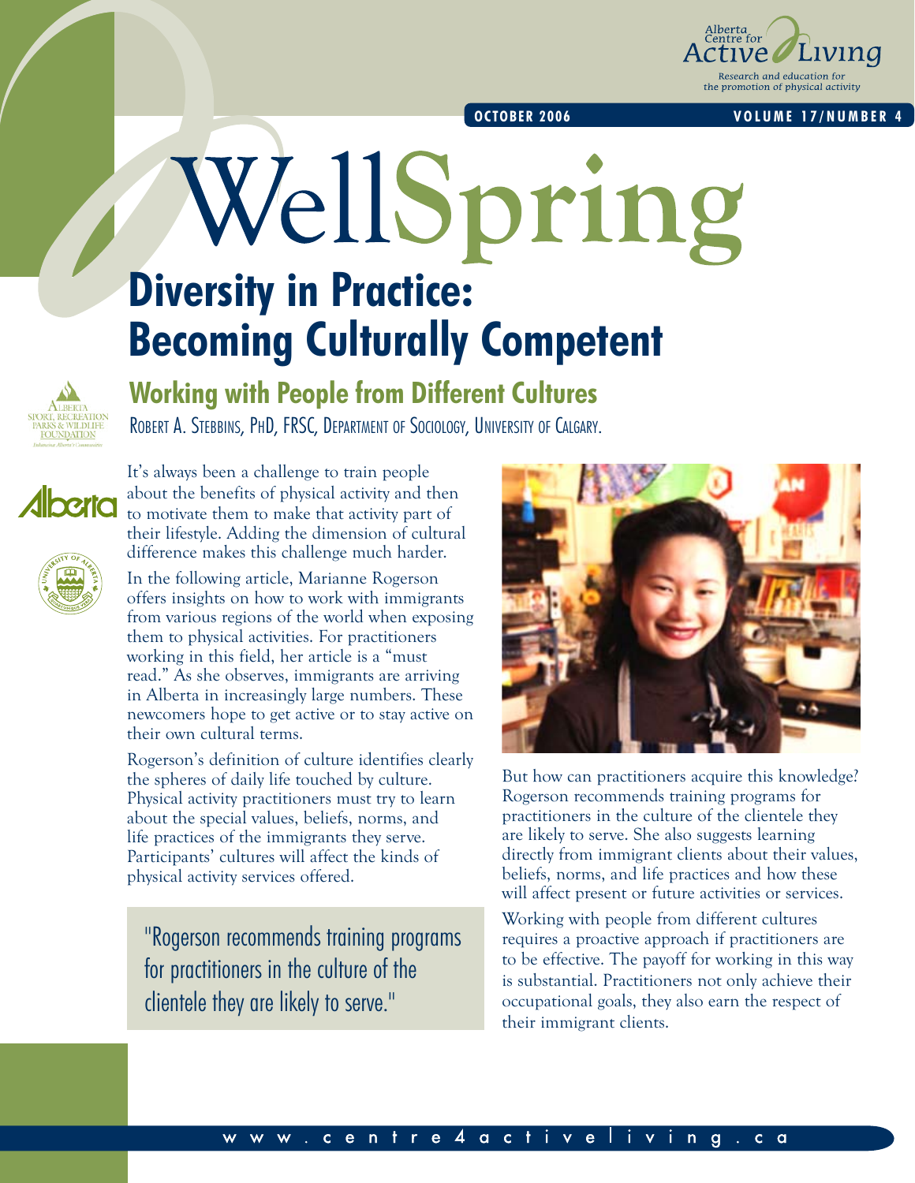# WellSpring

October 2006 | Volume 17/Number 4

## Diversity in Practice: Becoming Culturally Competent

### Working with People from Different Cultures

Robert A. Stebbins, PhD, FRSC, Department of Sociology, University of Calgary.

It's always been a challenge to train people about the benefits of physical activity and then to motivate them to make that activity part of their lifestyle. Adding the dimension of cultural difference makes this challenge much harder.

In the following article, Marianne Rogerson offers insights on how to work with immigrants from various regions of the world when exposing them to physical activities. For practitioners working in this field, her article is a "must read." As she observes, immigrants are arriving in Alberta in increasingly large numbers. These newcomers hope to get active or to stay active on their own cultural terms.

Rogerson's definition of culture identifies clearly the spheres of daily life touched by culture. Physical activity practitioners must try to learn about the special values, beliefs, norms, and life practices of the immigrants they serve. Participants' cultures will affect the kinds of physical activity services offered.

> "Rogerson recommends training programs for practitioners in the culture of the clientele they are likely to serve."

But how can practitioners acquire this knowledge? Rogerson recommends training programs for practitioners in the culture of the clientele they are likely to serve. She also suggests learning directly from immigrant clients about their values, beliefs, norms, and life practices and how these will affect present or future activities or services.

Working with people from different cultures requires a proactive approach if practitioners are to be effective. The payoff for working in this way is substantial. Practitioners not only achieve their occupational goals, they also earn the respect of their immigrant clients.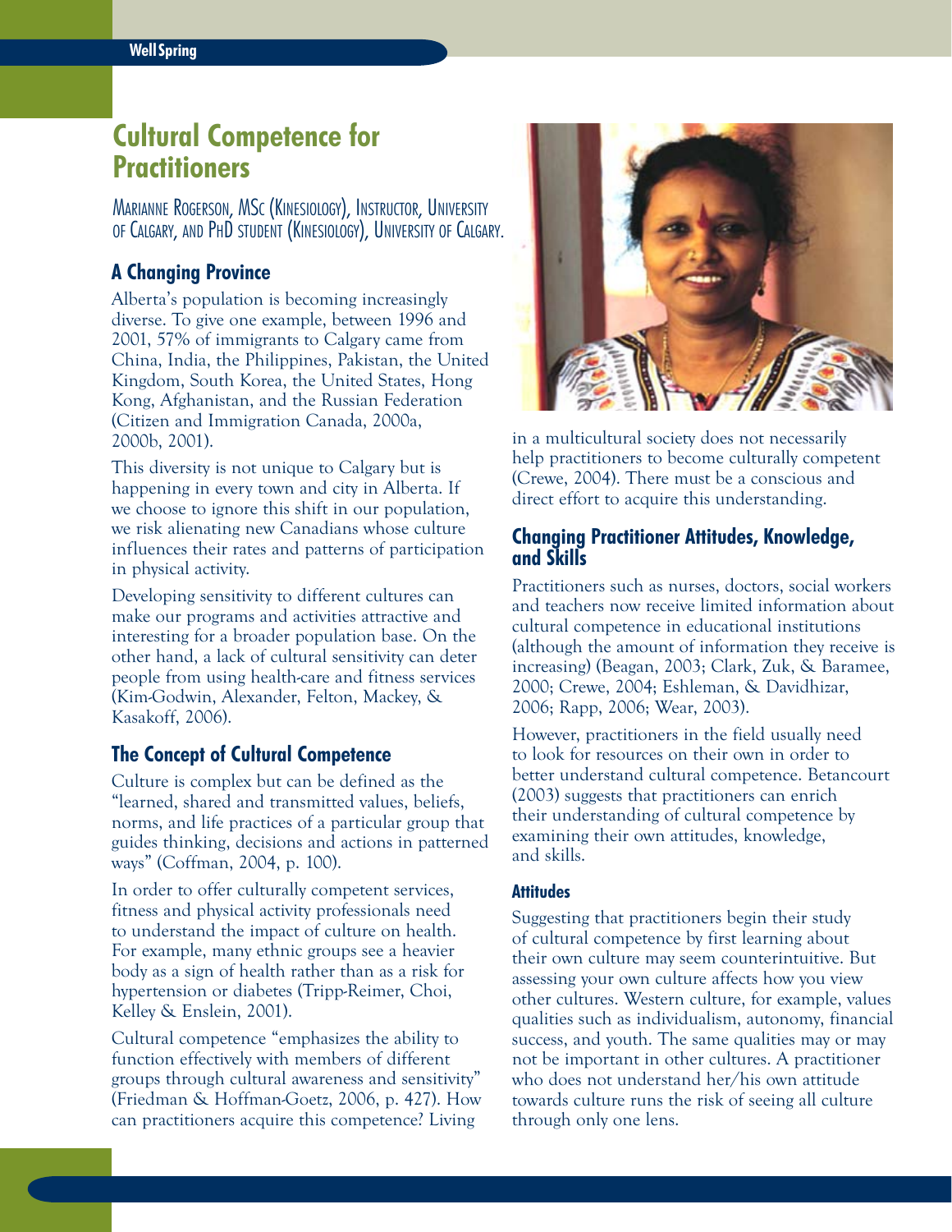# Cultural Competence for Practitioners

Marianne Rogerson, MSc (Kinesiology), Instructor, University of Calgary, and PhD student (Kinesiology), University of Calgary.

## A Changing Province

Alberta's population is becoming increasingly diverse. To give one example, between 1996 and 2001, 57% of immigrants to Calgary came from China, India, the Philippines, Pakistan, the United Kingdom, South Korea, the United States, Hong Kong, Afghanistan, and the Russian Federation (Citizen and Immigration Canada, 2000a, 2000b, 2001).

This diversity is not unique to Calgary but is happening in every town and city in Alberta. If we choose to ignore this shift in our population, we risk alienating new Canadians whose culture influences their rates and patterns of participation in physical activity.

Developing sensitivity to different cultures can make our programs and activities attractive and interesting for a broader population base. On the other hand, a lack of cultural sensitivity can deter people from using health-care and fitness services (Kim-Godwin, Alexander, Felton, Mackey, & Kasakoff, 2006).

## The Concept of Cultural Competence

Culture is complex but can be defined as the "learned, shared and transmitted values, beliefs, norms, and life practices of a particular group that guides thinking, decisions and actions in patterned ways" (Coffman, 2004, p. 100).

In order to offer culturally competent services, fitness and physical activity professionals need to understand the impact of culture on health. For example, many ethnic groups see a heavier body as a sign of health rather than as a risk for hypertension or diabetes (Tripp-Reimer, Choi, Kelley & Enslein, 2001).

Cultural competence "emphasizes the ability to function effectively with members of different groups through cultural awareness and sensitivity" (Friedman & Hoffman-Goetz, 2006, p. 427). How can practitioners acquire this competence? Living in a multicultural society does not necessarily help practitioners to become culturally competent (Crewe, 2004). There must be a conscious and direct effort to acquire this understanding.

## Changing Practitioner Attitudes, Knowledge, and Skills

Practitioners such as nurses, doctors, social workers and teachers now receive limited information about cultural competence in educational institutions (although the amount of information they receive is increasing) (Beagan, 2003; Clark, Zuk, & Baramee, 2000; Crewe, 2004; Eshleman, & Davidhizar, 2006; Rapp, 2006; Wear, 2003).

However, practitioners in the field usually need to look for resources on their own in order to better understand cultural competence. Betancourt (2003) suggests that practitioners can enrich their understanding of cultural competence by examining their own attitudes, knowledge, and skills.

### Attitudes

Suggesting that practitioners begin their study of cultural competence by first learning about their own culture may seem counterintuitive. But assessing your own culture affects how you view other cultures. Western culture, for example, values qualities such as individualism, autonomy, financial success, and youth. The same qualities may or may not be important in other cultures. A practitioner who does not understand her/his own attitude towards culture runs the risk of seeing all culture through only one lens.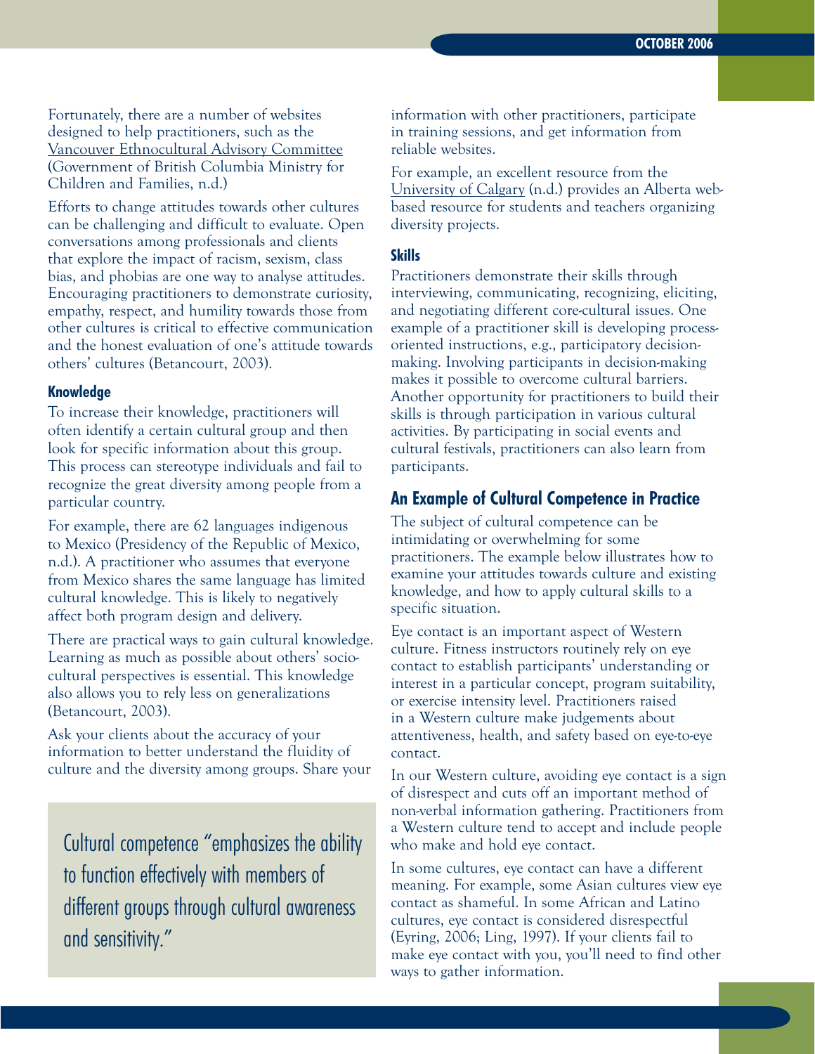Fortunately, there are a number of websites designed to help practitioners, such as the Vancouver Ethnocultural Advisory Committee (Government of British Columbia Ministry for Children and Families, n.d.)

Efforts to change attitudes towards other cultures can be challenging and difficult to evaluate. Open conversations among professionals and clients that explore the impact of racism, sexism, class bias, and phobias are one way to analyse attitudes. Encouraging practitioners to demonstrate curiosity, empathy, respect, and humility towards those from other cultures is critical to effective communication and the honest evaluation of one's attitude towards others' cultures (Betancourt, 2003).

#### Knowledge

To increase their knowledge, practitioners will often identify a certain cultural group and then look for specific information about this group. This process can stereotype individuals and fail to recognize the great diversity among people from a particular country.

For example, there are 62 languages indigenous to Mexico (Presidency of the Republic of Mexico, n.d.). A practitioner who assumes that everyone from Mexico shares the same language has limited cultural knowledge. This is likely to negatively affect both program design and delivery.

There are practical ways to gain cultural knowledge. Learning as much as possible about others' socio-cultural perspectives is essential. This knowledge also allows you to rely less on generalizations (Betancourt, 2003).

Ask your clients about the accuracy of your information to better understand the fluidity of culture and the diversity among groups. Share your information with other practitioners, participate in training sessions, and get information from reliable websites.

> Cultural competence "emphasizes the ability to function effectively with members of different groups through cultural awareness and sensitivity."

For example, an excellent resource from the University of Calgary (n.d.) provides an Alberta web-based resource for students and teachers organizing diversity projects.

#### Skills

Practitioners demonstrate their skills through interviewing, communicating, recognizing, eliciting, and negotiating different core-cultural issues. One example of a practitioner skill is developing process-oriented instructions, e.g., participatory decision-making. Involving participants in decision-making makes it possible to overcome cultural barriers. Another opportunity for practitioners to build their skills is through participation in various cultural activities. By participating in social events and cultural festivals, practitioners can also learn from participants.

### An Example of Cultural Competence in Practice

The subject of cultural competence can be intimidating or overwhelming for some practitioners. The example below illustrates how to examine your attitudes towards culture and existing knowledge, and how to apply cultural skills to a specific situation.

Eye contact is an important aspect of Western culture. Fitness instructors routinely rely on eye contact to establish participants' understanding or interest in a particular concept, program suitability, or exercise intensity level. Practitioners raised in a Western culture make judgements about attentiveness, health, and safety based on eye-to-eye contact.

In our Western culture, avoiding eye contact is a sign of disrespect and cuts off an important method of non-verbal information gathering. Practitioners from a Western culture tend to accept and include people who make and hold eye contact.

In some cultures, eye contact can have a different meaning. For example, some Asian cultures view eye contact as shameful. In some African and Latino cultures, eye contact is considered disrespectful (Eyring, 2006; Ling, 1997). If your clients fail to make eye contact with you, you'll need to find other ways to gather information.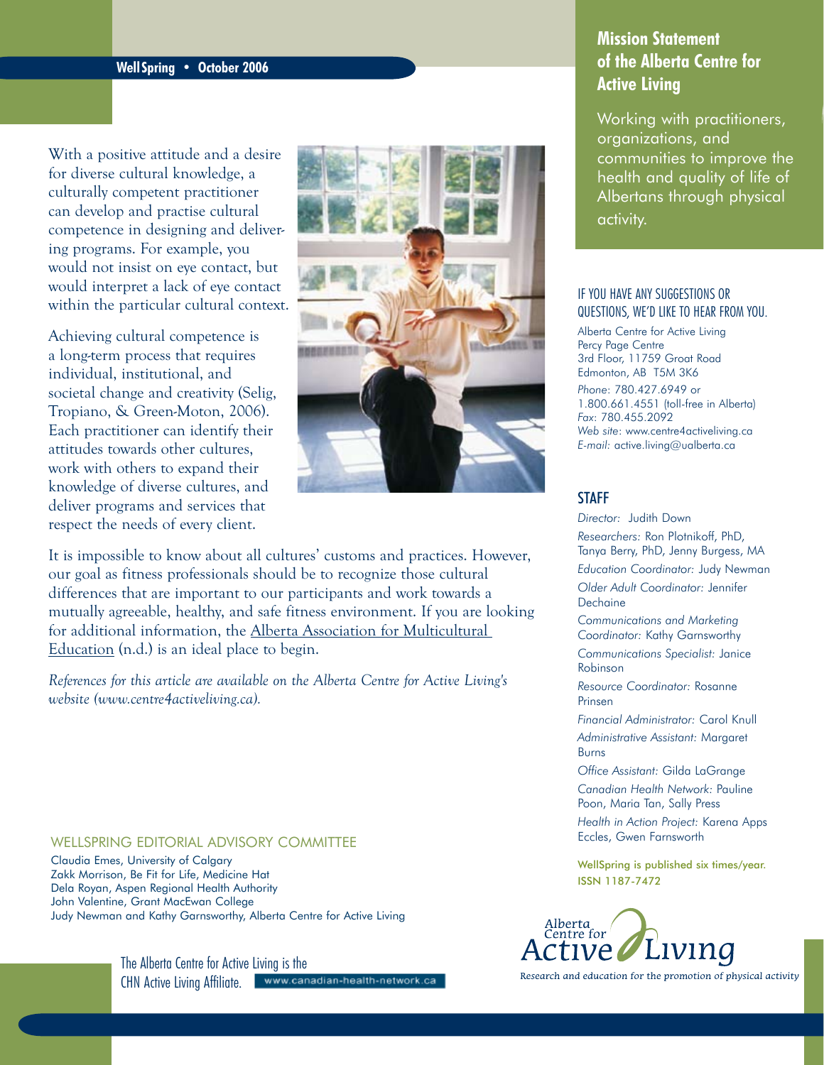With a positive attitude and a desire for diverse cultural knowledge, a culturally competent practitioner can develop and practise cultural competence in designing and delivering programs. For example, you would not insist on eye contact, but would interpret a lack of eye contact within the particular cultural context.

Achieving cultural competence is a long-term process that requires individual, institutional, and societal change and creativity (Selig, Tropiano, & Green-Moton, 2006). Each practitioner can identify their attitudes towards other cultures, work with others to expand their knowledge of diverse cultures, and deliver programs and services that respect the needs of every client.

It is impossible to know about all cultures' customs and practices. However, our goal as fitness professionals should be to recognize those cultural differences that are important to our participants and work towards a mutually agreeable, healthy, and safe fitness environment. If you are looking for additional information, the Alberta Association for Multicultural Education (n.d.) is an ideal place to begin.

*References for this article are available on the Alberta Centre for Active Living's website (www.centre4activeliving.ca).*

## WELLSPRING EDITORIAL ADVISORY COMMITTEE

Claudia Emes, University of Calgary
Zakk Morrison, Be Fit for Life, Medicine Hat
Dela Royan, Aspen Regional Health Authority
John Valentine, Grant MacEwan College
Judy Newman and Kathy Garnsworthy, Alberta Centre for Active Living

The Alberta Centre for Active Living is the CHN Active Living Affiliate. www.canadian-health-network.ca

## Mission Statement of the Alberta Centre for Active Living

Working with practitioners, organizations, and communities to improve the health and quality of life of Albertans through physical activity.

## IF YOU HAVE ANY SUGGESTIONS OR QUESTIONS, WE'D LIKE TO HEAR FROM YOU.

Alberta Centre for Active Living
Percy Page Centre
3rd Floor, 11759 Groat Road
Edmonton, AB T5M 3K6
*Phone:* 780.427.6949 or 1.800.661.4551 (toll-free in Alberta)
*Fax:* 780.455.2092
*Web site:* www.centre4activeliving.ca
*E-mail:* active.living@ualberta.ca

## STAFF

*Director:* Judith Down
*Researchers:* Ron Plotnikoff, PhD, Tanya Berry, PhD, Jenny Burgess, MA
*Education Coordinator:* Judy Newman
*Older Adult Coordinator:* Jennifer Dechaine
*Communications and Marketing Coordinator:* Kathy Garnsworthy
*Communications Specialist:* Janice Robinson
*Resource Coordinator:* Rosanne Prinsen
*Financial Administrator:* Carol Knull
*Administrative Assistant:* Margaret Burns
*Office Assistant:* Gilda LaGrange
*Canadian Health Network:* Pauline Poon, Maria Tan, Sally Press
*Health in Action Project:* Karena Apps Eccles, Gwen Farnsworth

WellSpring is published six times/year.
ISSN 1187-7472

Alberta Centre for Active Living
Research and education for the promotion of physical activity